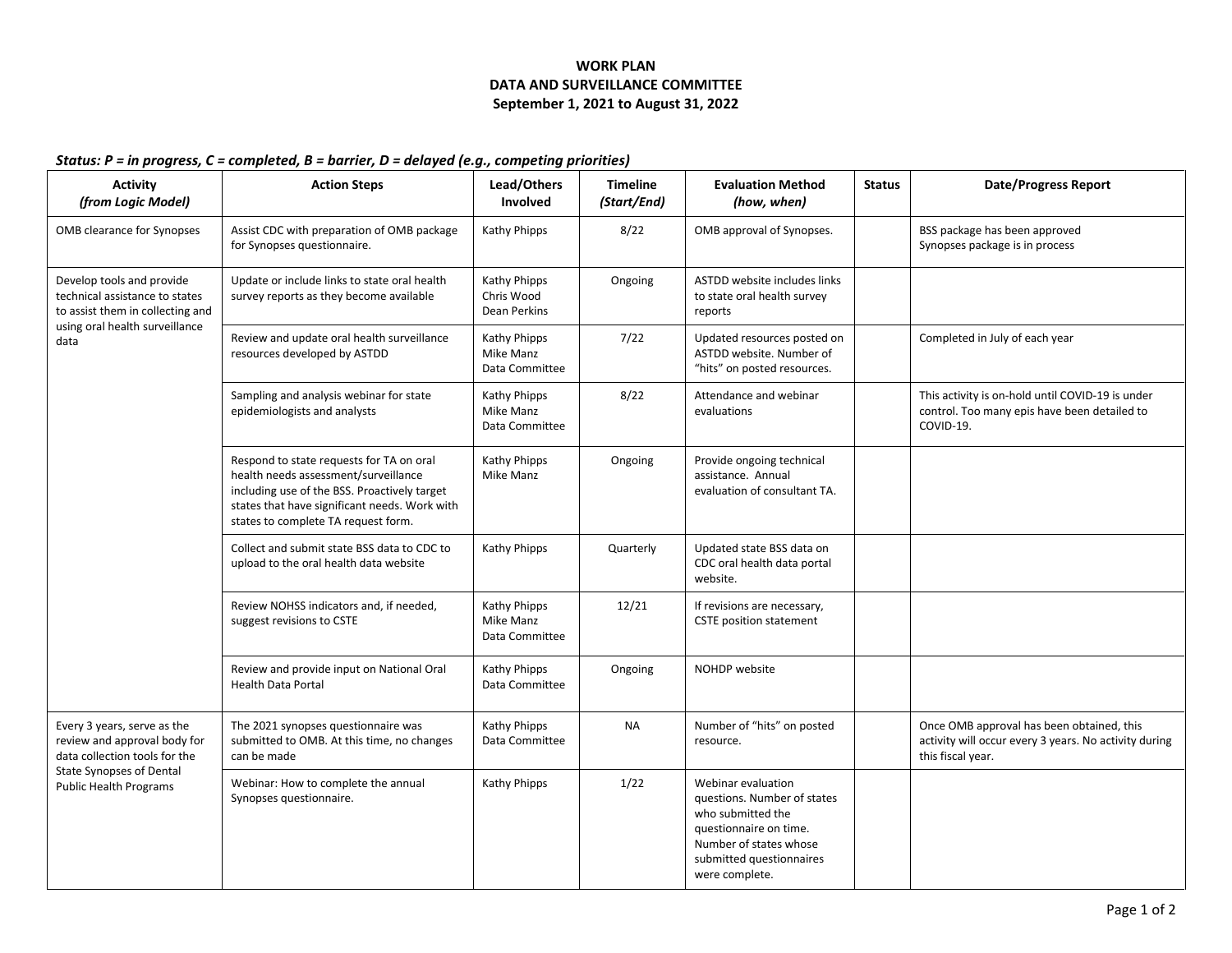# WORK PLAN
## DATA AND SURVEILLANCE COMMITTEE
## September 1, 2021 to August 31, 2022

***Status: P = in progress, C = completed, B = barrier, D = delayed (e.g., competing priorities)***

| Activity *(from Logic Model)* | Action Steps | Lead/Others Involved | Timeline *(Start/End)* | Evaluation Method *(how, when)* | Status | Date/Progress Report |
|---|---|---|---|---|---|---|
| OMB clearance for Synopses | Assist CDC with preparation of OMB package for Synopses questionnaire. | Kathy Phipps | 8/22 | OMB approval of Synopses. | | BSS package has been approved<br>Synopses package is in process |
| Develop tools and provide technical assistance to states to assist them in collecting and using oral health surveillance data | Update or include links to state oral health survey reports as they become available | Kathy Phipps<br>Chris Wood<br>Dean Perkins | Ongoing | ASTDD website includes links to state oral health survey reports | | |
| | Review and update oral health surveillance resources developed by ASTDD | Kathy Phipps<br>Mike Manz<br>Data Committee | 7/22 | Updated resources posted on ASTDD website. Number of "hits" on posted resources. | | Completed in July of each year |
| | Sampling and analysis webinar for state epidemiologists and analysts | Kathy Phipps<br>Mike Manz<br>Data Committee | 8/22 | Attendance and webinar evaluations | | This activity is on-hold until COVID-19 is under control. Too many epis have been detailed to COVID-19. |
| | Respond to state requests for TA on oral health needs assessment/surveillance including use of the BSS. Proactively target states that have significant needs. Work with states to complete TA request form. | Kathy Phipps<br>Mike Manz | Ongoing | Provide ongoing technical assistance. Annual evaluation of consultant TA. | | |
| | Collect and submit state BSS data to CDC to upload to the oral health data website | Kathy Phipps | Quarterly | Updated state BSS data on CDC oral health data portal website. | | |
| | Review NOHSS indicators and, if needed, suggest revisions to CSTE | Kathy Phipps<br>Mike Manz<br>Data Committee | 12/21 | If revisions are necessary, CSTE position statement | | |
| | Review and provide input on National Oral Health Data Portal | Kathy Phipps<br>Data Committee | Ongoing | NOHDP website | | |
| Every 3 years, serve as the review and approval body for data collection tools for the State Synopses of Dental Public Health Programs | The 2021 synopses questionnaire was submitted to OMB. At this time, no changes can be made | Kathy Phipps<br>Data Committee | NA | Number of "hits" on posted resource. | | Once OMB approval has been obtained, this activity will occur every 3 years. No activity during this fiscal year. |
| | Webinar: How to complete the annual Synopses questionnaire. | Kathy Phipps | 1/22 | Webinar evaluation questions. Number of states who submitted the questionnaire on time. Number of states whose submitted questionnaires were complete. | | |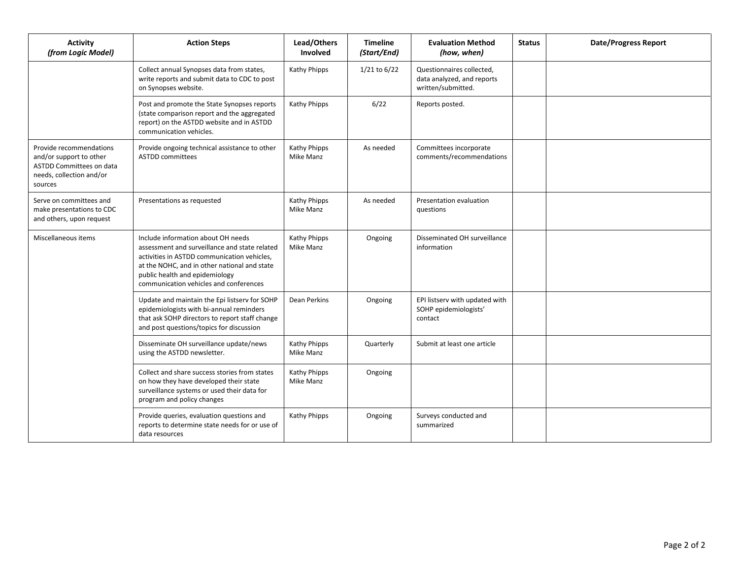| Activity *(from Logic Model)* | Action Steps | Lead/Others Involved | Timeline *(Start/End)* | Evaluation Method *(how, when)* | Status | Date/Progress Report |
|---|---|---|---|---|---|---|
| | Collect annual Synopses data from states, write reports and submit data to CDC to post on Synopses website. | Kathy Phipps | 1/21 to 6/22 | Questionnaires collected, data analyzed, and reports written/submitted. | | |
| | Post and promote the State Synopses reports (state comparison report and the aggregated report) on the ASTDD website and in ASTDD communication vehicles. | Kathy Phipps | 6/22 | Reports posted. | | |
| Provide recommendations and/or support to other ASTDD Committees on data needs, collection and/or sources | Provide ongoing technical assistance to other ASTDD committees | Kathy Phipps Mike Manz | As needed | Committees incorporate comments/recommendations | | |
| Serve on committees and make presentations to CDC and others, upon request | Presentations as requested | Kathy Phipps Mike Manz | As needed | Presentation evaluation questions | | |
| Miscellaneous items | Include information about OH needs assessment and surveillance and state related activities in ASTDD communication vehicles, at the NOHC, and in other national and state public health and epidemiology communication vehicles and conferences | Kathy Phipps Mike Manz | Ongoing | Disseminated OH surveillance information | | |
| | Update and maintain the Epi listserv for SOHP epidemiologists with bi-annual reminders that ask SOHP directors to report staff change and post questions/topics for discussion | Dean Perkins | Ongoing | EPI listserv with updated with SOHP epidemiologists' contact | | |
| | Disseminate OH surveillance update/news using the ASTDD newsletter. | Kathy Phipps Mike Manz | Quarterly | Submit at least one article | | |
| | Collect and share success stories from states on how they have developed their state surveillance systems or used their data for program and policy changes | Kathy Phipps Mike Manz | Ongoing | | | |
| | Provide queries, evaluation questions and reports to determine state needs for or use of data resources | Kathy Phipps | Ongoing | Surveys conducted and summarized | | |